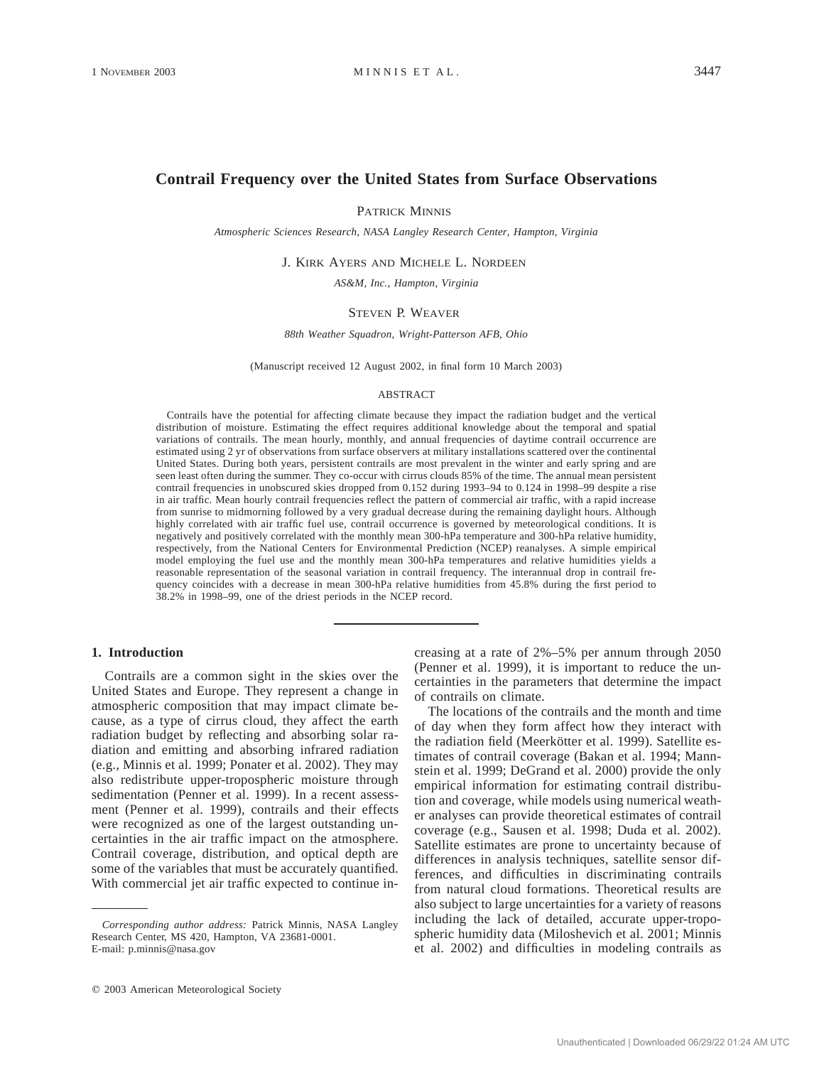# Contrail Frequency over the United States from Surface Observations

PATRICK MINNIS

*Atmospheric Sciences Research, NASA Langley Research Center, Hampton, Virginia*

J. KIRK AYERS AND MICHELE L. NORDEEN

*AS&M, Inc., Hampton, Virginia*

STEVEN P. WEAVER

*88th Weather Squadron, Wright-Patterson AFB, Ohio*

(Manuscript received 12 August 2002, in final form 10 March 2003)

## ABSTRACT

Contrails have the potential for affecting climate because they impact the radiation budget and the vertical distribution of moisture. Estimating the effect requires additional knowledge about the temporal and spatial variations of contrails. The mean hourly, monthly, and annual frequencies of daytime contrail occurrence are estimated using 2 yr of observations from surface observers at military installations scattered over the continental United States. During both years, persistent contrails are most prevalent in the winter and early spring and are seen least often during the summer. They co-occur with cirrus clouds 85% of the time. The annual mean persistent contrail frequencies in unobscured skies dropped from 0.152 during 1993–94 to 0.124 in 1998–99 despite a rise in air traffic. Mean hourly contrail frequencies reflect the pattern of commercial air traffic, with a rapid increase from sunrise to midmorning followed by a very gradual decrease during the remaining daylight hours. Although highly correlated with air traffic fuel use, contrail occurrence is governed by meteorological conditions. It is negatively and positively correlated with the monthly mean 300-hPa temperature and 300-hPa relative humidity, respectively, from the National Centers for Environmental Prediction (NCEP) reanalyses. A simple empirical model employing the fuel use and the monthly mean 300-hPa temperatures and relative humidities yields a reasonable representation of the seasonal variation in contrail frequency. The interannual drop in contrail frequency coincides with a decrease in mean 300-hPa relative humidities from 45.8% during the first period to 38.2% in 1998–99, one of the driest periods in the NCEP record.

## 1. Introduction

Contrails are a common sight in the skies over the United States and Europe. They represent a change in atmospheric composition that may impact climate because, as a type of cirrus cloud, they affect the earth radiation budget by reflecting and absorbing solar radiation and emitting and absorbing infrared radiation (e.g., Minnis et al. 1999; Ponater et al. 2002). They may also redistribute upper-tropospheric moisture through sedimentation (Penner et al. 1999). In a recent assessment (Penner et al. 1999), contrails and their effects were recognized as one of the largest outstanding uncertainties in the air traffic impact on the atmosphere. Contrail coverage, distribution, and optical depth are some of the variables that must be accurately quantified. With commercial jet air traffic expected to continue increasing at a rate of 2%–5% per annum through 2050 (Penner et al. 1999), it is important to reduce the uncertainties in the parameters that determine the impact of contrails on climate.

The locations of the contrails and the month and time of day when they form affect how they interact with the radiation field (Meerkötter et al. 1999). Satellite estimates of contrail coverage (Bakan et al. 1994; Mannstein et al. 1999; DeGrand et al. 2000) provide the only empirical information for estimating contrail distribution and coverage, while models using numerical weather analyses can provide theoretical estimates of contrail coverage (e.g., Sausen et al. 1998; Duda et al. 2002). Satellite estimates are prone to uncertainty because of differences in analysis techniques, satellite sensor differences, and difficulties in discriminating contrails from natural cloud formations. Theoretical results are also subject to large uncertainties for a variety of reasons including the lack of detailed, accurate upper-tropospheric humidity data (Miloshevich et al. 2001; Minnis et al. 2002) and difficulties in modeling contrails as

*Corresponding author address:* Patrick Minnis, NASA Langley Research Center, MS 420, Hampton, VA 23681-0001.
E-mail: p.minnis@nasa.gov

© 2003 American Meteorological Society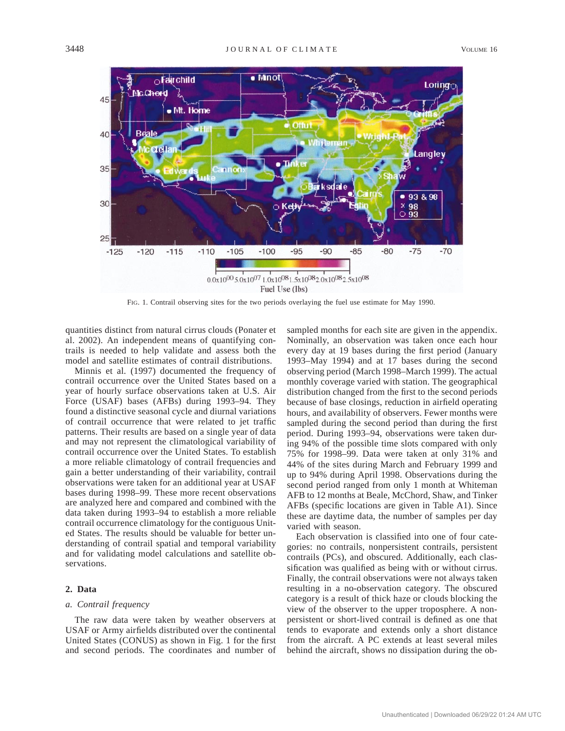FIG. 1. Contrail observing sites for the two periods overlaying the fuel use estimate for May 1990.

quantities distinct from natural cirrus clouds (Ponater et al. 2002). An independent means of quantifying contrails is needed to help validate and assess both the model and satellite estimates of contrail distributions.

Minnis et al. (1997) documented the frequency of contrail occurrence over the United States based on a year of hourly surface observations taken at U.S. Air Force (USAF) bases (AFBs) during 1993–94. They found a distinctive seasonal cycle and diurnal variations of contrail occurrence that were related to jet traffic patterns. Their results are based on a single year of data and may not represent the climatological variability of contrail occurrence over the United States. To establish a more reliable climatology of contrail frequencies and gain a better understanding of their variability, contrail observations were taken for an additional year at USAF bases during 1998–99. These more recent observations are analyzed here and compared and combined with the data taken during 1993–94 to establish a more reliable contrail occurrence climatology for the contiguous United States. The results should be valuable for better understanding of contrail spatial and temporal variability and for validating model calculations and satellite observations.

## 2. Data

### *a. Contrail frequency*

The raw data were taken by weather observers at USAF or Army airfields distributed over the continental United States (CONUS) as shown in Fig. 1 for the first and second periods. The coordinates and number of sampled months for each site are given in the appendix. Nominally, an observation was taken once each hour every day at 19 bases during the first period (January 1993–May 1994) and at 17 bases during the second observing period (March 1998–March 1999). The actual monthly coverage varied with station. The geographical distribution changed from the first to the second periods because of base closings, reduction in airfield operating hours, and availability of observers. Fewer months were sampled during the second period than during the first period. During 1993–94, observations were taken during 94% of the possible time slots compared with only 75% for 1998–99. Data were taken at only 31% and 44% of the sites during March and February 1999 and up to 94% during April 1998. Observations during the second period ranged from only 1 month at Whiteman AFB to 12 months at Beale, McChord, Shaw, and Tinker AFBs (specific locations are given in Table A1). Since these are daytime data, the number of samples per day varied with season.

Each observation is classified into one of four categories: no contrails, nonpersistent contrails, persistent contrails (PCs), and obscured. Additionally, each classification was qualified as being with or without cirrus. Finally, the contrail observations were not always taken resulting in a no-observation category. The obscured category is a result of thick haze or clouds blocking the view of the observer to the upper troposphere. A nonpersistent or short-lived contrail is defined as one that tends to evaporate and extends only a short distance from the aircraft. A PC extends at least several miles behind the aircraft, shows no dissipation during the ob-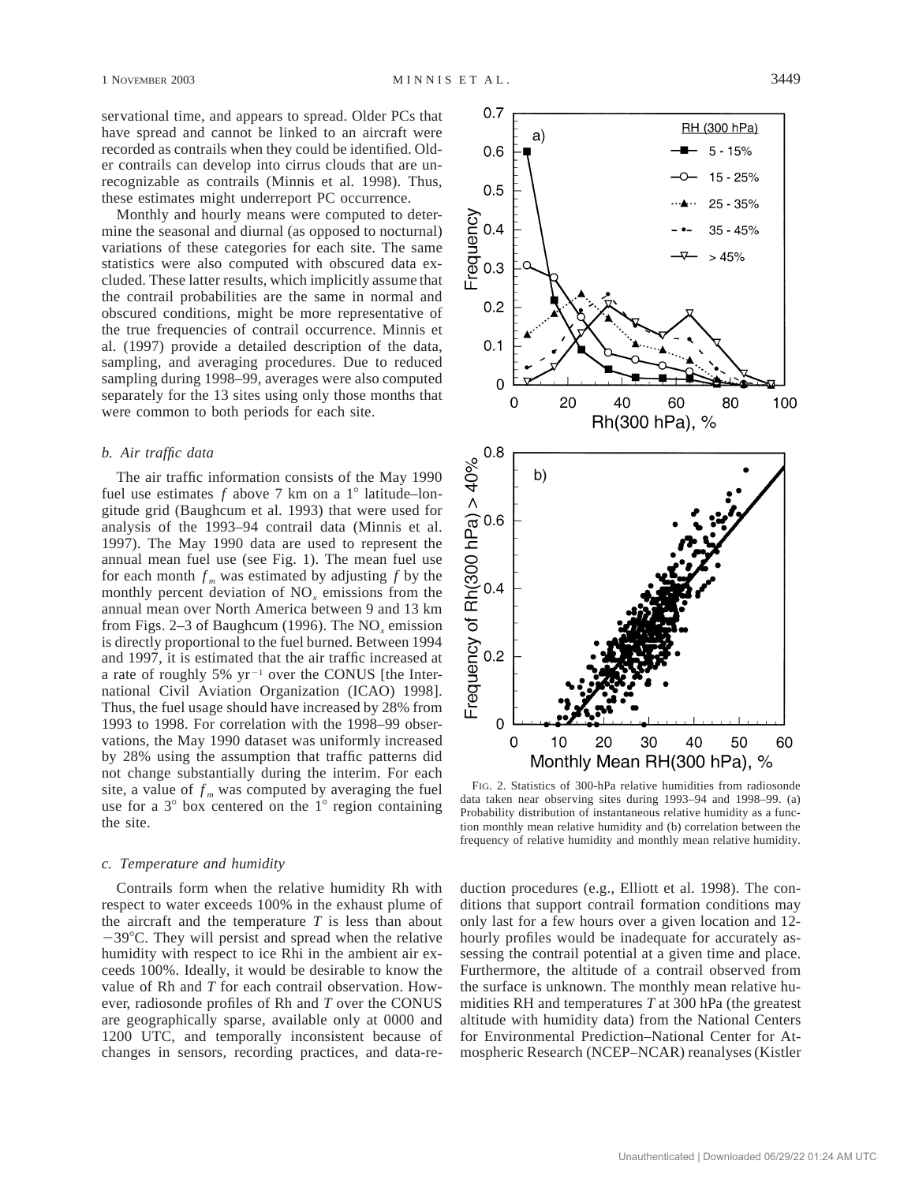servational time, and appears to spread. Older PCs that have spread and cannot be linked to an aircraft were recorded as contrails when they could be identified. Older contrails can develop into cirrus clouds that are unrecognizable as contrails (Minnis et al. 1998). Thus, these estimates might underreport PC occurrence.

Monthly and hourly means were computed to determine the seasonal and diurnal (as opposed to nocturnal) variations of these categories for each site. The same statistics were also computed with obscured data excluded. These latter results, which implicitly assume that the contrail probabilities are the same in normal and obscured conditions, might be more representative of the true frequencies of contrail occurrence. Minnis et al. (1997) provide a detailed description of the data, sampling, and averaging procedures. Due to reduced sampling during 1998–99, averages were also computed separately for the 13 sites using only those months that were common to both periods for each site.

### b. Air traffic data

The air traffic information consists of the May 1990 fuel use estimates $f$ above 7 km on a 1° latitude–longitude grid (Baughcum et al. 1993) that were used for analysis of the 1993–94 contrail data (Minnis et al. 1997). The May 1990 data are used to represent the annual mean fuel use (see Fig. 1). The mean fuel use for each month $f_m$ was estimated by adjusting $f$ by the monthly percent deviation of $NO_x$ emissions from the annual mean over North America between 9 and 13 km from Figs. 2–3 of Baughcum (1996). The $NO_x$ emission is directly proportional to the fuel burned. Between 1994 and 1997, it is estimated that the air traffic increased at a rate of roughly 5% $yr^{-1}$ over the CONUS [the International Civil Aviation Organization (ICAO) 1998]. Thus, the fuel usage should have increased by 28% from 1993 to 1998. For correlation with the 1998–99 observations, the May 1990 dataset was uniformly increased by 28% using the assumption that traffic patterns did not change substantially during the interim. For each site, a value of $f_m$ was computed by averaging the fuel use for a 3° box centered on the 1° region containing the site.

### c. Temperature and humidity

Contrails form when the relative humidity Rh with respect to water exceeds 100% in the exhaust plume of the aircraft and the temperature $T$ is less than about −39°C. They will persist and spread when the relative humidity with respect to ice Rhi in the ambient air exceeds 100%. Ideally, it would be desirable to know the value of Rh and $T$ for each contrail observation. However, radiosonde profiles of Rh and $T$ over the CONUS are geographically sparse, available only at 0000 and 1200 UTC, and temporally inconsistent because of changes in sensors, recording practices, and data-reduction procedures (e.g., Elliott et al. 1998). The conditions that support contrail formation conditions may only last for a few hours over a given location and 12-hourly profiles would be inadequate for accurately assessing the contrail potential at a given time and place. Furthermore, the altitude of a contrail observed from the surface is unknown. The monthly mean relative humidities RH and temperatures $T$ at 300 hPa (the greatest altitude with humidity data) from the National Centers for Environmental Prediction–National Center for Atmospheric Research (NCEP–NCAR) reanalyses (Kistler

FIG. 2. Statistics of 300-hPa relative humidities from radiosonde data taken near observing sites during 1993–94 and 1998–99. (a) Probability distribution of instantaneous relative humidity as a function monthly mean relative humidity and (b) correlation between the frequency of relative humidity and monthly mean relative humidity.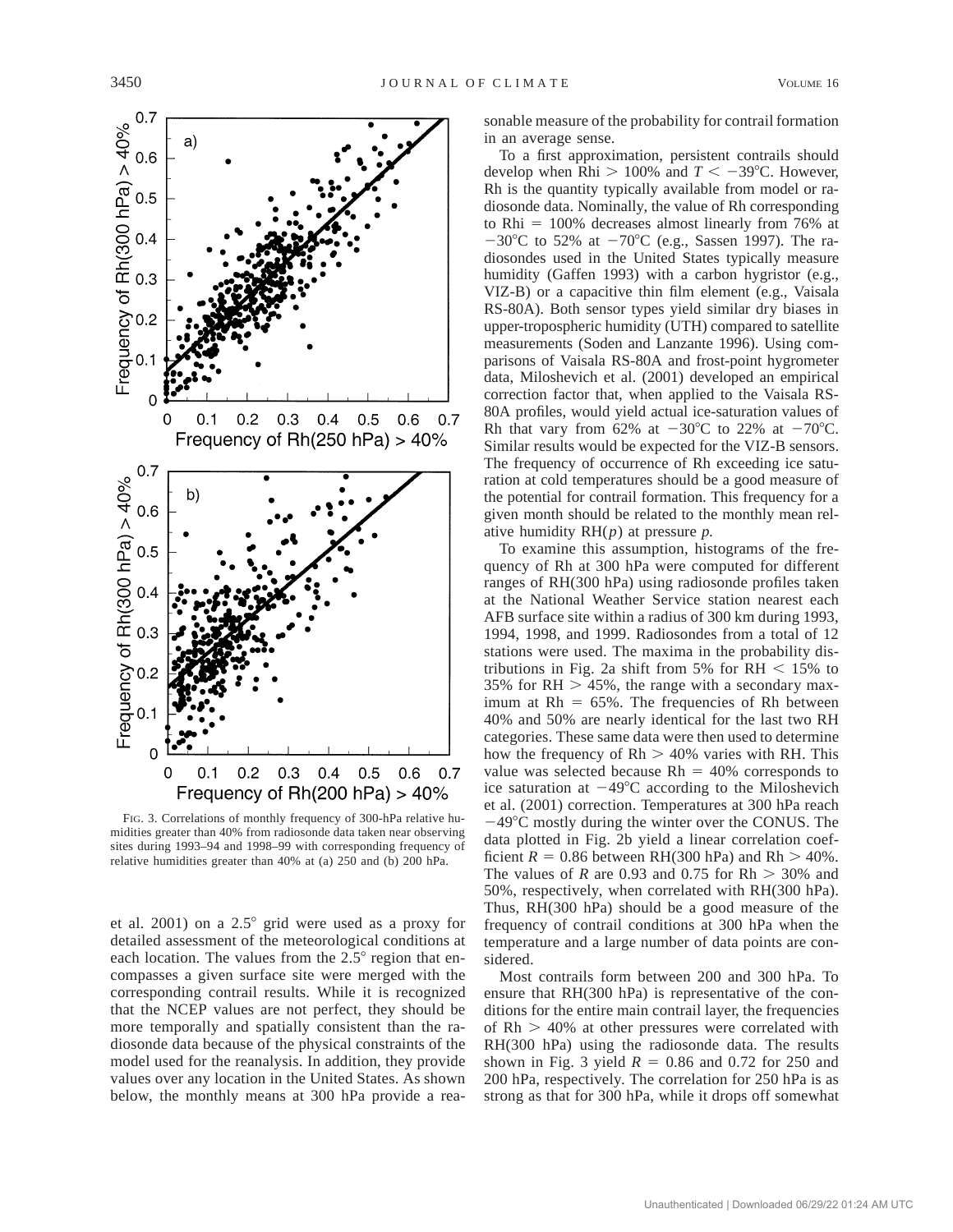FIG. 3. Correlations of monthly frequency of 300-hPa relative humidities greater than 40% from radiosonde data taken near observing sites during 1993–94 and 1998–99 with corresponding frequency of relative humidities greater than 40% at (a) 250 and (b) 200 hPa.

et al. 2001) on a 2.5° grid were used as a proxy for detailed assessment of the meteorological conditions at each location. The values from the 2.5° region that encompasses a given surface site were merged with the corresponding contrail results. While it is recognized that the NCEP values are not perfect, they should be more temporally and spatially consistent than the radiosonde data because of the physical constraints of the model used for the reanalysis. In addition, they provide values over any location in the United States. As shown below, the monthly means at 300 hPa provide a reasonable measure of the probability for contrail formation in an average sense.

To a first approximation, persistent contrails should develop when Rhi $> 100\%$ and $T < -39°C$. However, Rh is the quantity typically available from model or radiosonde data. Nominally, the value of Rh corresponding to Rhi $= 100\%$ decreases almost linearly from 76% at $-30°C$ to 52% at $-70°C$ (e.g., Sassen 1997). The radiosondes used in the United States typically measure humidity (Gaffen 1993) with a carbon hygristor (e.g., VIZ-B) or a capacitive thin film element (e.g., Vaisala RS-80A). Both sensor types yield similar dry biases in upper-tropospheric humidity (UTH) compared to satellite measurements (Soden and Lanzante 1996). Using comparisons of Vaisala RS-80A and frost-point hygrometer data, Miloshevich et al. (2001) developed an empirical correction factor that, when applied to the Vaisala RS-80A profiles, would yield actual ice-saturation values of Rh that vary from 62% at $-30°C$ to 22% at $-70°C$. Similar results would be expected for the VIZ-B sensors. The frequency of occurrence of Rh exceeding ice saturation at cold temperatures should be a good measure of the potential for contrail formation. This frequency for a given month should be related to the monthly mean relative humidity RH($p$) at pressure $p$.

To examine this assumption, histograms of the frequency of Rh at 300 hPa were computed for different ranges of RH(300 hPa) using radiosonde profiles taken at the National Weather Service station nearest each AFB surface site within a radius of 300 km during 1993, 1994, 1998, and 1999. Radiosondes from a total of 12 stations were used. The maxima in the probability distributions in Fig. 2a shift from 5% for RH $< 15\%$ to 35% for RH $> 45\%$, the range with a secondary maximum at Rh $= 65\%$. The frequencies of Rh between 40% and 50% are nearly identical for the last two RH categories. These same data were then used to determine how the frequency of Rh $> 40\%$ varies with RH. This value was selected because Rh $= 40\%$ corresponds to ice saturation at $-49°C$ according to the Miloshevich et al. (2001) correction. Temperatures at 300 hPa reach $-49°C$ mostly during the winter over the CONUS. The data plotted in Fig. 2b yield a linear correlation coefficient $R = 0.86$ between RH(300 hPa) and Rh $> 40\%$. The values of $R$ are 0.93 and 0.75 for Rh $> 30\%$ and 50%, respectively, when correlated with RH(300 hPa). Thus, RH(300 hPa) should be a good measure of the frequency of contrail conditions at 300 hPa when the temperature and a large number of data points are considered.

Most contrails form between 200 and 300 hPa. To ensure that RH(300 hPa) is representative of the conditions for the entire main contrail layer, the frequencies of Rh $> 40\%$ at other pressures were correlated with RH(300 hPa) using the radiosonde data. The results shown in Fig. 3 yield $R = 0.86$ and 0.72 for 250 and 200 hPa, respectively. The correlation for 250 hPa is as strong as that for 300 hPa, while it drops off somewhat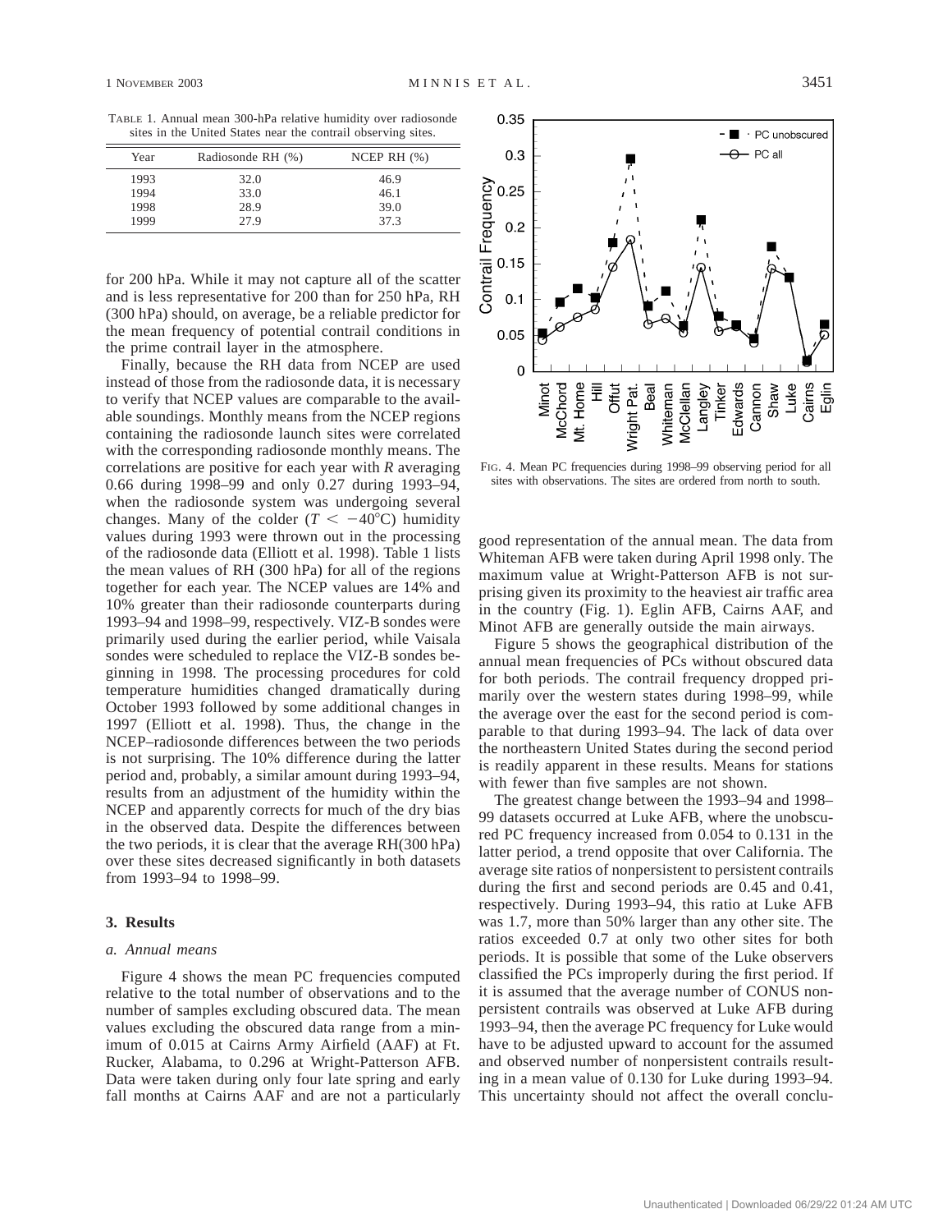TABLE 1. Annual mean 300-hPa relative humidity over radiosonde sites in the United States near the contrail observing sites.

| Year | Radiosonde RH (%) | NCEP RH (%) |
|---|---|---|
| 1993 | 32.0 | 46.9 |
| 1994 | 33.0 | 46.1 |
| 1998 | 28.9 | 39.0 |
| 1999 | 27.9 | 37.3 |

for 200 hPa. While it may not capture all of the scatter and is less representative for 200 than for 250 hPa, RH (300 hPa) should, on average, be a reliable predictor for the mean frequency of potential contrail conditions in the prime contrail layer in the atmosphere.

Finally, because the RH data from NCEP are used instead of those from the radiosonde data, it is necessary to verify that NCEP values are comparable to the available soundings. Monthly means from the NCEP regions containing the radiosonde launch sites were correlated with the corresponding radiosonde monthly means. The correlations are positive for each year with $R$ averaging 0.66 during 1998–99 and only 0.27 during 1993–94, when the radiosonde system was undergoing several changes. Many of the colder ($T < -40°C$) humidity values during 1993 were thrown out in the processing of the radiosonde data (Elliott et al. 1998). Table 1 lists the mean values of RH (300 hPa) for all of the regions together for each year. The NCEP values are 14% and 10% greater than their radiosonde counterparts during 1993–94 and 1998–99, respectively. VIZ-B sondes were primarily used during the earlier period, while Vaisala sondes were scheduled to replace the VIZ-B sondes beginning in 1998. The processing procedures for cold temperature humidities changed dramatically during October 1993 followed by some additional changes in 1997 (Elliott et al. 1998). Thus, the change in the NCEP–radiosonde differences between the two periods is not surprising. The 10% difference during the latter period and, probably, a similar amount during 1993–94, results from an adjustment of the humidity within the NCEP and apparently corrects for much of the dry bias in the observed data. Despite the differences between the two periods, it is clear that the average RH(300 hPa) over these sites decreased significantly in both datasets from 1993–94 to 1998–99.

## 3. Results

### *a. Annual means*

Figure 4 shows the mean PC frequencies computed relative to the total number of observations and to the number of samples excluding obscured data. The mean values excluding the obscured data range from a minimum of 0.015 at Cairns Army Airfield (AAF) at Ft. Rucker, Alabama, to 0.296 at Wright-Patterson AFB. Data were taken during only four late spring and early fall months at Cairns AAF and are not a particularly good representation of the annual mean. The data from Whiteman AFB were taken during April 1998 only. The maximum value at Wright-Patterson AFB is not surprising given its proximity to the heaviest air traffic area in the country (Fig. 1). Eglin AFB, Cairns AAF, and Minot AFB are generally outside the main airways.

FIG. 4. Mean PC frequencies during 1998–99 observing period for all sites with observations. The sites are ordered from north to south.

Figure 5 shows the geographical distribution of the annual mean frequencies of PCs without obscured data for both periods. The contrail frequency dropped primarily over the western states during 1998–99, while the average over the east for the second period is comparable to that during 1993–94. The lack of data over the northeastern United States during the second period is readily apparent in these results. Means for stations with fewer than five samples are not shown.

The greatest change between the 1993–94 and 1998–99 datasets occurred at Luke AFB, where the unobscured PC frequency increased from 0.054 to 0.131 in the latter period, a trend opposite that over California. The average site ratios of nonpersistent to persistent contrails during the first and second periods are 0.45 and 0.41, respectively. During 1993–94, this ratio at Luke AFB was 1.7, more than 50% larger than any other site. The ratios exceeded 0.7 at only two other sites for both periods. It is possible that some of the Luke observers classified the PCs improperly during the first period. If it is assumed that the average number of CONUS nonpersistent contrails was observed at Luke AFB during 1993–94, then the average PC frequency for Luke would have to be adjusted upward to account for the assumed and observed number of nonpersistent contrails resulting in a mean value of 0.130 for Luke during 1993–94. This uncertainty should not affect the overall conclu-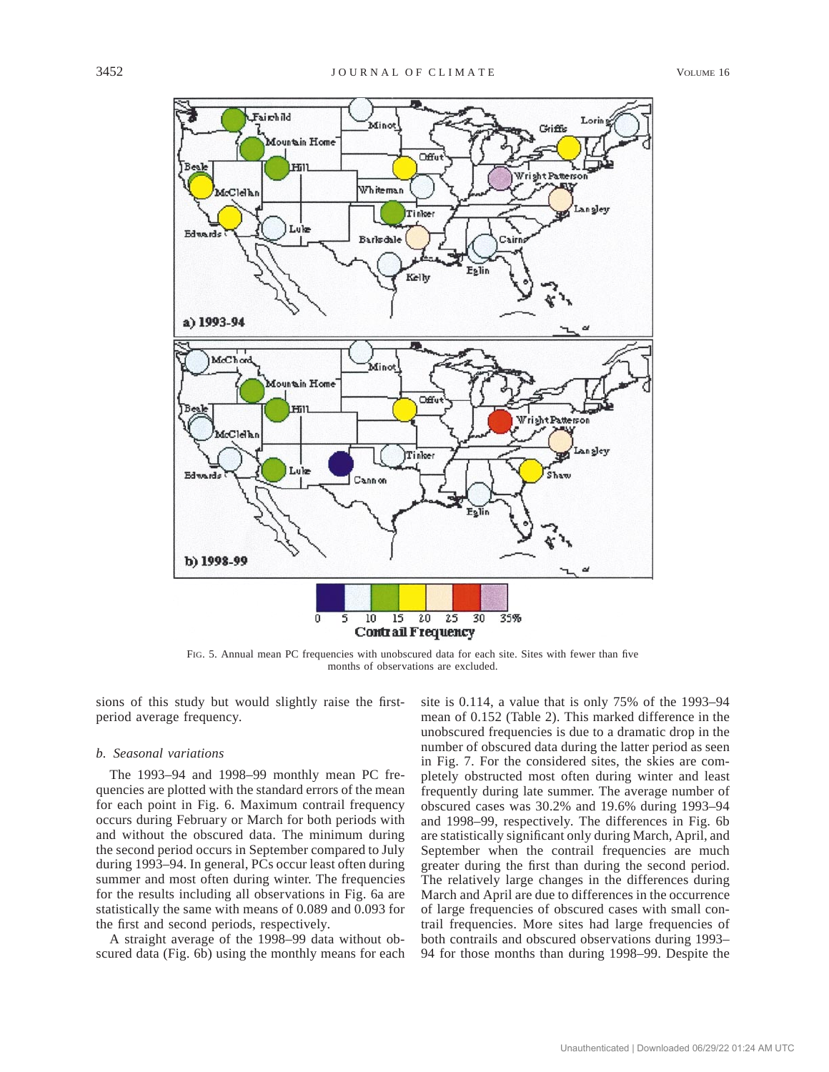FIG. 5. Annual mean PC frequencies with unobscured data for each site. Sites with fewer than five months of observations are excluded.

sions of this study but would slightly raise the first-period average frequency.

### b. Seasonal variations

The 1993–94 and 1998–99 monthly mean PC frequencies are plotted with the standard errors of the mean for each point in Fig. 6. Maximum contrail frequency occurs during February or March for both periods with and without the obscured data. The minimum during the second period occurs in September compared to July during 1993–94. In general, PCs occur least often during summer and most often during winter. The frequencies for the results including all observations in Fig. 6a are statistically the same with means of 0.089 and 0.093 for the first and second periods, respectively.

A straight average of the 1998–99 data without obscured data (Fig. 6b) using the monthly means for each site is 0.114, a value that is only 75% of the 1993–94 mean of 0.152 (Table 2). This marked difference in the unobscured frequencies is due to a dramatic drop in the number of obscured data during the latter period as seen in Fig. 7. For the considered sites, the skies are completely obstructed most often during winter and least frequently during late summer. The average number of obscured cases was 30.2% and 19.6% during 1993–94 and 1998–99, respectively. The differences in Fig. 6b are statistically significant only during March, April, and September when the contrail frequencies are much greater during the first than during the second period. The relatively large changes in the differences during March and April are due to differences in the occurrence of large frequencies of obscured cases with small contrail frequencies. More sites had large frequencies of both contrails and obscured observations during 1993–94 for those months than during 1998–99. Despite the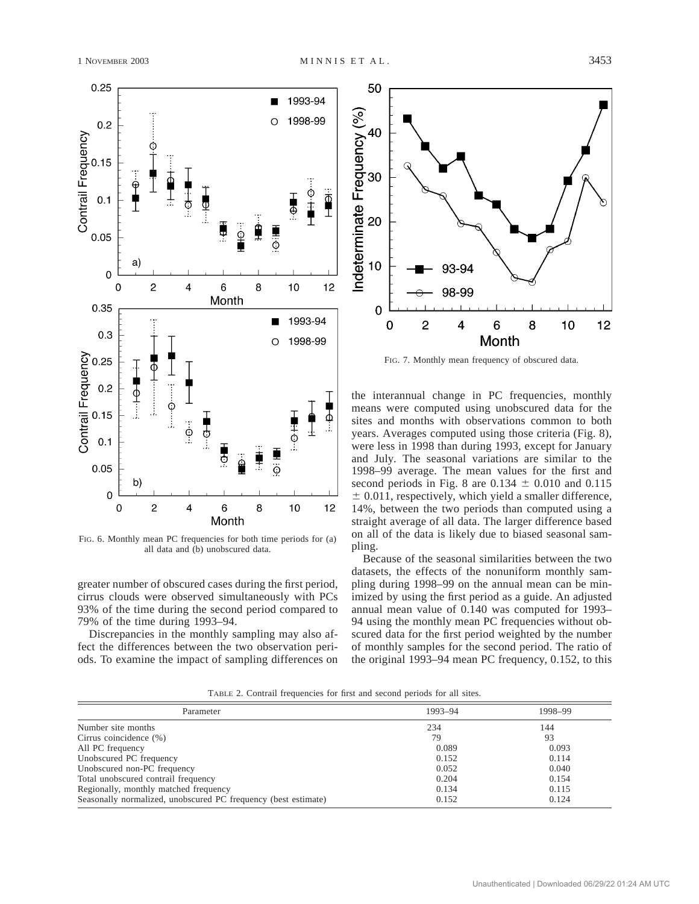FIG. 6. Monthly mean PC frequencies for both time periods for (a) all data and (b) unobscured data.

FIG. 7. Monthly mean frequency of obscured data.

greater number of obscured cases during the first period, cirrus clouds were observed simultaneously with PCs 93% of the time during the second period compared to 79% of the time during 1993–94.

Discrepancies in the monthly sampling may also affect the differences between the two observation periods. To examine the impact of sampling differences on the interannual change in PC frequencies, monthly means were computed using unobscured data for the sites and months with observations common to both years. Averages computed using those criteria (Fig. 8), were less in 1998 than during 1993, except for January and July. The seasonal variations are similar to the 1998–99 average. The mean values for the first and second periods in Fig. 8 are $0.134 \pm 0.010$ and $0.115 \pm 0.011$, respectively, which yield a smaller difference, 14%, between the two periods than computed using a straight average of all data. The larger difference based on all of the data is likely due to biased seasonal sampling.

Because of the seasonal similarities between the two datasets, the effects of the nonuniform monthly sampling during 1998–99 on the annual mean can be minimized by using the first period as a guide. An adjusted annual mean value of 0.140 was computed for 1993–94 using the monthly mean PC frequencies without obscured data for the first period weighted by the number of monthly samples for the second period. The ratio of the original 1993–94 mean PC frequency, 0.152, to this

TABLE 2. Contrail frequencies for first and second periods for all sites.

| Parameter | 1993–94 | 1998–99 |
|---|---|---|
| Number site months | 234 | 144 |
| Cirrus coincidence (%) | 79 | 93 |
| All PC frequency | 0.089 | 0.093 |
| Unobscured PC frequency | 0.152 | 0.114 |
| Unobscured non-PC frequency | 0.052 | 0.040 |
| Total unobscured contrail frequency | 0.204 | 0.154 |
| Regionally, monthly matched frequency | 0.134 | 0.115 |
| Seasonally normalized, unobscured PC frequency (best estimate) | 0.152 | 0.124 |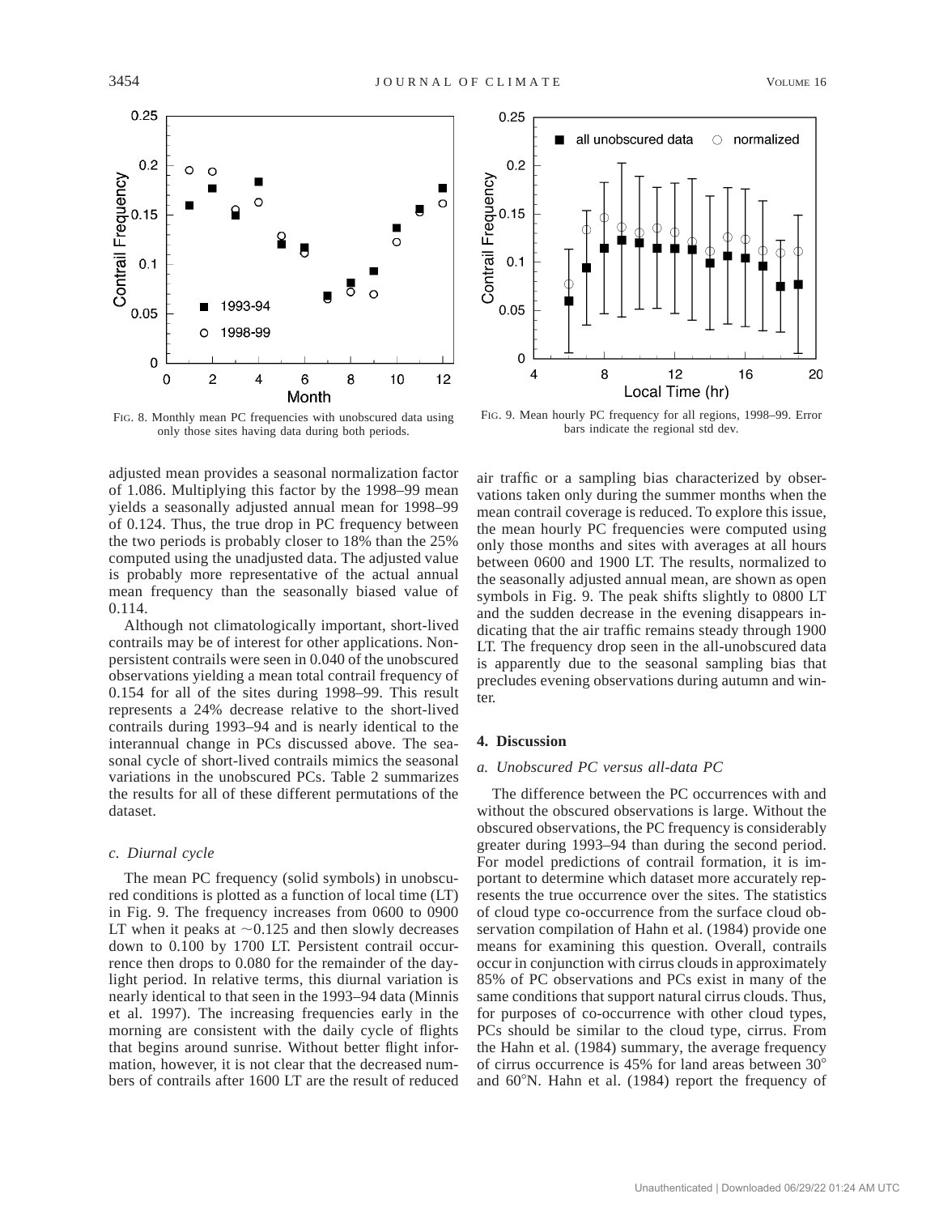FIG. 8. Monthly mean PC frequencies with unobscured data using only those sites having data during both periods.

FIG. 9. Mean hourly PC frequency for all regions, 1998–99. Error bars indicate the regional std dev.

adjusted mean provides a seasonal normalization factor of 1.086. Multiplying this factor by the 1998–99 mean yields a seasonally adjusted annual mean for 1998–99 of 0.124. Thus, the true drop in PC frequency between the two periods is probably closer to 18% than the 25% computed using the unadjusted data. The adjusted value is probably more representative of the actual annual mean frequency than the seasonally biased value of 0.114.

Although not climatologically important, short-lived contrails may be of interest for other applications. Nonpersistent contrails were seen in 0.040 of the unobscured observations yielding a mean total contrail frequency of 0.154 for all of the sites during 1998–99. This result represents a 24% decrease relative to the short-lived contrails during 1993–94 and is nearly identical to the interannual change in PCs discussed above. The seasonal cycle of short-lived contrails mimics the seasonal variations in the unobscured PCs. Table 2 summarizes the results for all of these different permutations of the dataset.

### *c. Diurnal cycle*

The mean PC frequency (solid symbols) in unobscured conditions is plotted as a function of local time (LT) in Fig. 9. The frequency increases from 0600 to 0900 LT when it peaks at $\sim$0.125 and then slowly decreases down to 0.100 by 1700 LT. Persistent contrail occurrence then drops to 0.080 for the remainder of the daylight period. In relative terms, this diurnal variation is nearly identical to that seen in the 1993–94 data (Minnis et al. 1997). The increasing frequencies early in the morning are consistent with the daily cycle of flights that begins around sunrise. Without better flight information, however, it is not clear that the decreased numbers of contrails after 1600 LT are the result of reduced air traffic or a sampling bias characterized by observations taken only during the summer months when the mean contrail coverage is reduced. To explore this issue, the mean hourly PC frequencies were computed using only those months and sites with averages at all hours between 0600 and 1900 LT. The results, normalized to the seasonally adjusted annual mean, are shown as open symbols in Fig. 9. The peak shifts slightly to 0800 LT and the sudden decrease in the evening disappears indicating that the air traffic remains steady through 1900 LT. The frequency drop seen in the all-unobscured data is apparently due to the seasonal sampling bias that precludes evening observations during autumn and winter.

## 4. Discussion

### *a. Unobscured PC versus all-data PC*

The difference between the PC occurrences with and without the obscured observations is large. Without the obscured observations, the PC frequency is considerably greater during 1993–94 than during the second period. For model predictions of contrail formation, it is important to determine which dataset more accurately represents the true occurrence over the sites. The statistics of cloud type co-occurrence from the surface cloud observation compilation of Hahn et al. (1984) provide one means for examining this question. Overall, contrails occur in conjunction with cirrus clouds in approximately 85% of PC observations and PCs exist in many of the same conditions that support natural cirrus clouds. Thus, for purposes of co-occurrence with other cloud types, PCs should be similar to the cloud type, cirrus. From the Hahn et al. (1984) summary, the average frequency of cirrus occurrence is 45% for land areas between 30° and 60°N. Hahn et al. (1984) report the frequency of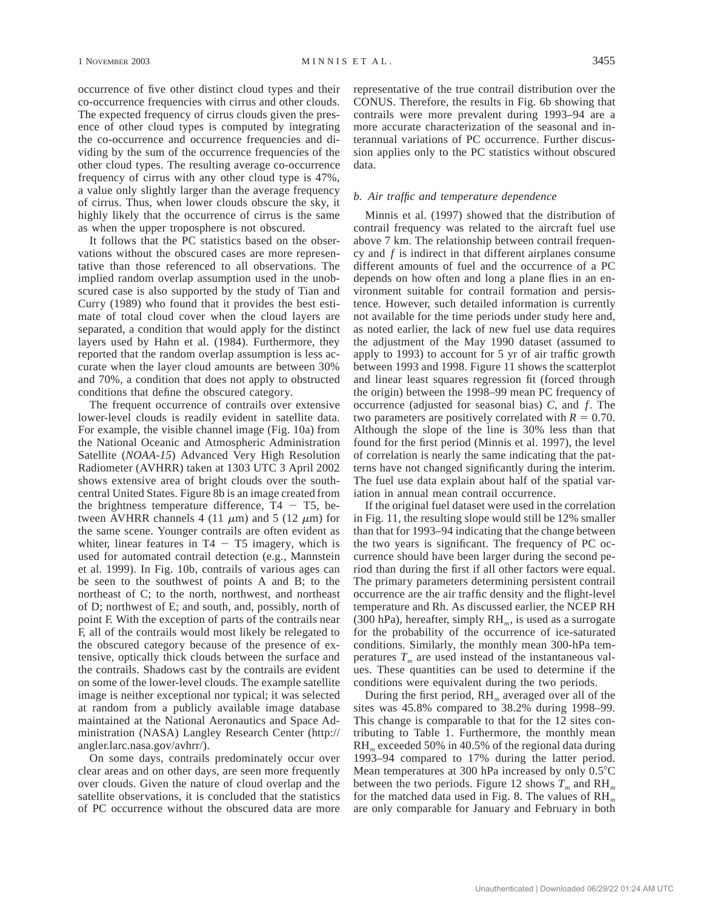occurrence of five other distinct cloud types and their co-occurrence frequencies with cirrus and other clouds. The expected frequency of cirrus clouds given the presence of other cloud types is computed by integrating the co-occurrence and occurrence frequencies and dividing by the sum of the occurrence frequencies of the other cloud types. The resulting average co-occurrence frequency of cirrus with any other cloud type is 47%, a value only slightly larger than the average frequency of cirrus. Thus, when lower clouds obscure the sky, it highly likely that the occurrence of cirrus is the same as when the upper troposphere is not obscured.

It follows that the PC statistics based on the observations without the obscured cases are more representative than those referenced to all observations. The implied random overlap assumption used in the unobscured case is also supported by the study of Tian and Curry (1989) who found that it provides the best estimate of total cloud cover when the cloud layers are separated, a condition that would apply for the distinct layers used by Hahn et al. (1984). Furthermore, they reported that the random overlap assumption is less accurate when the layer cloud amounts are between 30% and 70%, a condition that does not apply to obstructed conditions that define the obscured category.

The frequent occurrence of contrails over extensive lower-level clouds is readily evident in satellite data. For example, the visible channel image (Fig. 10a) from the National Oceanic and Atmospheric Administration Satellite (*NOAA-15*) Advanced Very High Resolution Radiometer (AVHRR) taken at 1303 UTC 3 April 2002 shows extensive area of bright clouds over the south-central United States. Figure 8b is an image created from the brightness temperature difference, $T4 - T5$, between AVHRR channels 4 (11 $\mu$m) and 5 (12 $\mu$m) for the same scene. Younger contrails are often evident as whiter, linear features in $T4 - T5$ imagery, which is used for automated contrail detection (e.g., Mannstein et al. 1999). In Fig. 10b, contrails of various ages can be seen to the southwest of points A and B; to the northeast of C; to the north, northwest, and northeast of D; northwest of E; and south, and, possibly, north of point F. With the exception of parts of the contrails near F, all of the contrails would most likely be relegated to the obscured category because of the presence of extensive, optically thick clouds between the surface and the contrails. Shadows cast by the contrails are evident on some of the lower-level clouds. The example satellite image is neither exceptional nor typical; it was selected at random from a publicly available image database maintained at the National Aeronautics and Space Administration (NASA) Langley Research Center (http://angler.larc.nasa.gov/avhrr/).

On some days, contrails predominately occur over clear areas and on other days, are seen more frequently over clouds. Given the nature of cloud overlap and the satellite observations, it is concluded that the statistics of PC occurrence without the obscured data are more representative of the true contrail distribution over the CONUS. Therefore, the results in Fig. 6b showing that contrails were more prevalent during 1993–94 are a more accurate characterization of the seasonal and interannual variations of PC occurrence. Further discussion applies only to the PC statistics without obscured data.

### *b. Air traffic and temperature dependence*

Minnis et al. (1997) showed that the distribution of contrail frequency was related to the aircraft fuel use above 7 km. The relationship between contrail frequency and $f$ is indirect in that different airplanes consume different amounts of fuel and the occurrence of a PC depends on how often and long a plane flies in an environment suitable for contrail formation and persistence. However, such detailed information is currently not available for the time periods under study here and, as noted earlier, the lack of new fuel use data requires the adjustment of the May 1990 dataset (assumed to apply to 1993) to account for 5 yr of air traffic growth between 1993 and 1998. Figure 11 shows the scatterplot and linear least squares regression fit (forced through the origin) between the 1998–99 mean PC frequency of occurrence (adjusted for seasonal bias) $C$, and $f$. The two parameters are positively correlated with $R = 0.70$. Although the slope of the line is 30% less than that found for the first period (Minnis et al. 1997), the level of correlation is nearly the same indicating that the patterns have not changed significantly during the interim. The fuel use data explain about half of the spatial variation in annual mean contrail occurrence.

If the original fuel dataset were used in the correlation in Fig. 11, the resulting slope would still be 12% smaller than that for 1993–94 indicating that the change between the two years is significant. The frequency of PC occurrence should have been larger during the second period than during the first if all other factors were equal. The primary parameters determining persistent contrail occurrence are the air traffic density and the flight-level temperature and Rh. As discussed earlier, the NCEP RH (300 hPa), hereafter, simply $RH_m$, is used as a surrogate for the probability of the occurrence of ice-saturated conditions. Similarly, the monthly mean 300-hPa temperatures $T_m$ are used instead of the instantaneous values. These quantities can be used to determine if the conditions were equivalent during the two periods.

During the first period, $RH_m$ averaged over all of the sites was 45.8% compared to 38.2% during 1998–99. This change is comparable to that for the 12 sites contributing to Table 1. Furthermore, the monthly mean $RH_m$ exceeded 50% in 40.5% of the regional data during 1993–94 compared to 17% during the latter period. Mean temperatures at 300 hPa increased by only 0.5°C between the two periods. Figure 12 shows $T_m$ and $RH_m$ for the matched data used in Fig. 8. The values of $RH_m$ are only comparable for January and February in both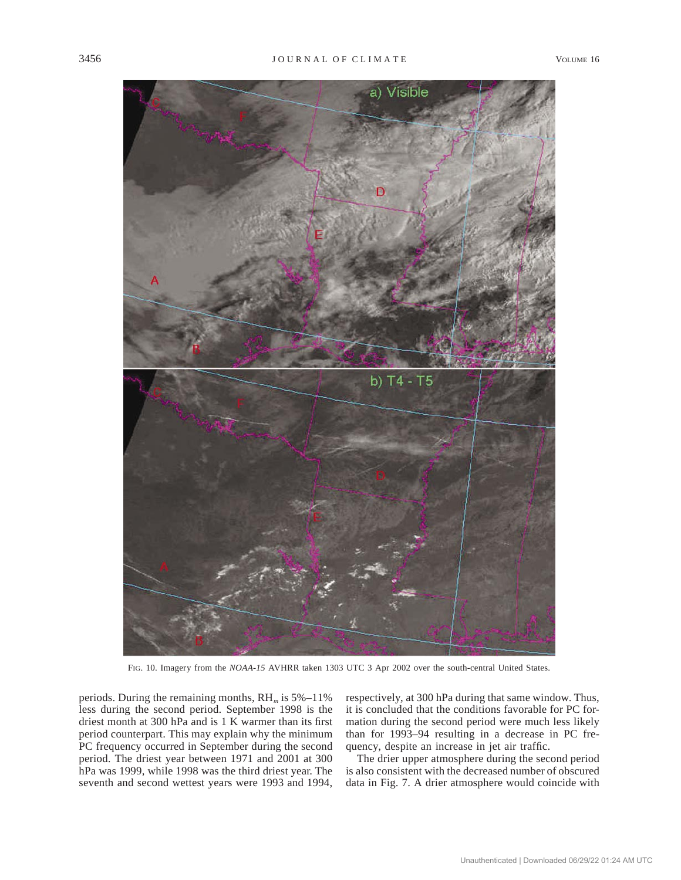FIG. 10. Imagery from the *NOAA-15* AVHRR taken 1303 UTC 3 Apr 2002 over the south-central United States.

periods. During the remaining months, $RH_m$ is 5%–11% less during the second period. September 1998 is the driest month at 300 hPa and is 1 K warmer than its first period counterpart. This may explain why the minimum PC frequency occurred in September during the second period. The driest year between 1971 and 2001 at 300 hPa was 1999, while 1998 was the third driest year. The seventh and second wettest years were 1993 and 1994, respectively, at 300 hPa during that same window. Thus, it is concluded that the conditions favorable for PC formation during the second period were much less likely than for 1993–94 resulting in a decrease in PC frequency, despite an increase in jet air traffic.

The drier upper atmosphere during the second period is also consistent with the decreased number of obscured data in Fig. 7. A drier atmosphere would coincide with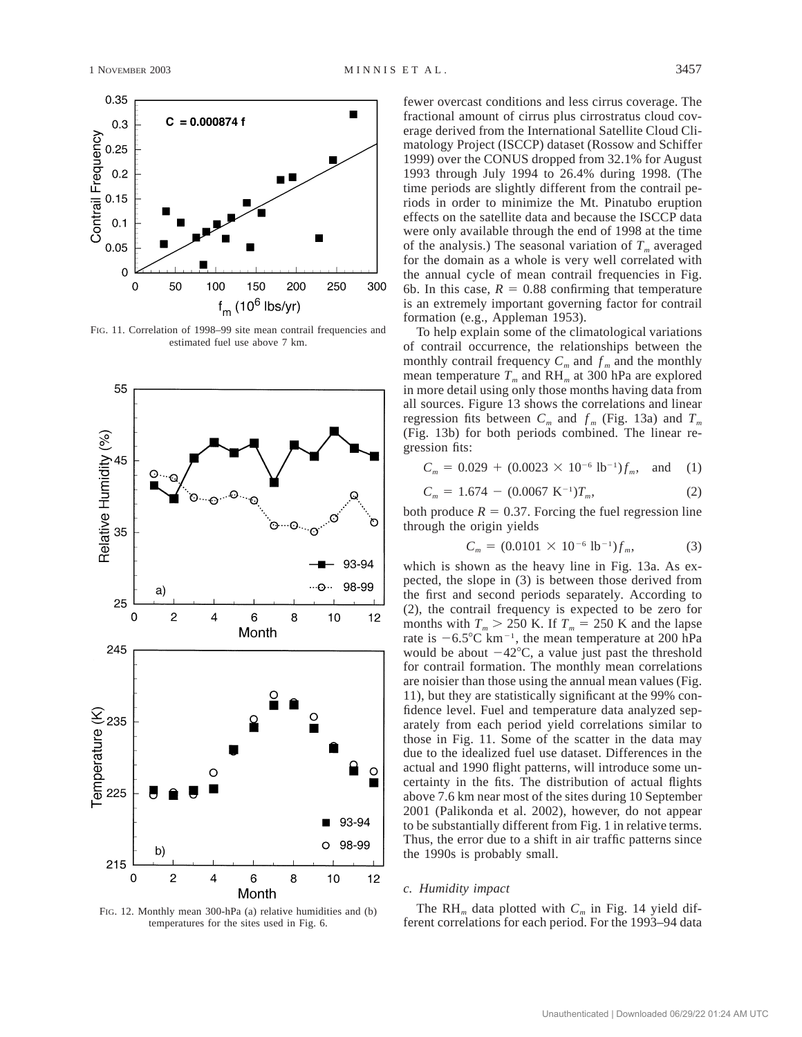FIG. 11. Correlation of 1998–99 site mean contrail frequencies and estimated fuel use above 7 km.

FIG. 12. Monthly mean 300-hPa (a) relative humidities and (b) temperatures for the sites used in Fig. 6.

fewer overcast conditions and less cirrus coverage. The fractional amount of cirrus plus cirrostratus cloud coverage derived from the International Satellite Cloud Climatology Project (ISCCP) dataset (Rossow and Schiffer 1999) over the CONUS dropped from 32.1% for August 1993 through July 1994 to 26.4% during 1998. (The time periods are slightly different from the contrail periods in order to minimize the Mt. Pinatubo eruption effects on the satellite data and because the ISCCP data were only available through the end of 1998 at the time of the analysis.) The seasonal variation of $T_m$ averaged for the domain as a whole is very well correlated with the annual cycle of mean contrail frequencies in Fig. 6b. In this case, $R = 0.88$ confirming that temperature is an extremely important governing factor for contrail formation (e.g., Appleman 1953).

To help explain some of the climatological variations of contrail occurrence, the relationships between the monthly contrail frequency $C_m$ and $f_m$ and the monthly mean temperature $T_m$ and $RH_m$ at 300 hPa are explored in more detail using only those months having data from all sources. Figure 13 shows the correlations and linear regression fits between $C_m$ and $f_m$ (Fig. 13a) and $T_m$ (Fig. 13b) for both periods combined. The linear regression fits:

$$C_m = 0.029 + (0.0023 \times 10^{-6}\ \mathrm{lb}^{-1})f_m, \quad \text{and} \qquad (1)$$

$$C_m = 1.674 - (0.0067\ \mathrm{K}^{-1})T_m, \qquad (2)$$

both produce $R = 0.37$. Forcing the fuel regression line through the origin yields

$$C_m = (0.0101 \times 10^{-6}\ \mathrm{lb}^{-1})f_m, \qquad (3)$$

which is shown as the heavy line in Fig. 13a. As expected, the slope in (3) is between those derived from the first and second periods separately. According to (2), the contrail frequency is expected to be zero for months with $T_m > 250$ K. If $T_m = 250$ K and the lapse rate is $-6.5°\mathrm{C\ km}^{-1}$, the mean temperature at 200 hPa would be about $-42°$C, a value just past the threshold for contrail formation. The monthly mean correlations are noisier than those using the annual mean values (Fig. 11), but they are statistically significant at the 99% confidence level. Fuel and temperature data analyzed separately from each period yield correlations similar to those in Fig. 11. Some of the scatter in the data may due to the idealized fuel use dataset. Differences in the actual and 1990 flight patterns, will introduce some uncertainty in the fits. The distribution of actual flights above 7.6 km near most of the sites during 10 September 2001 (Palikonda et al. 2002), however, do not appear to be substantially different from Fig. 1 in relative terms. Thus, the error due to a shift in air traffic patterns since the 1990s is probably small.

### c. Humidity impact

The $RH_m$ data plotted with $C_m$ in Fig. 14 yield different correlations for each period. For the 1993–94 data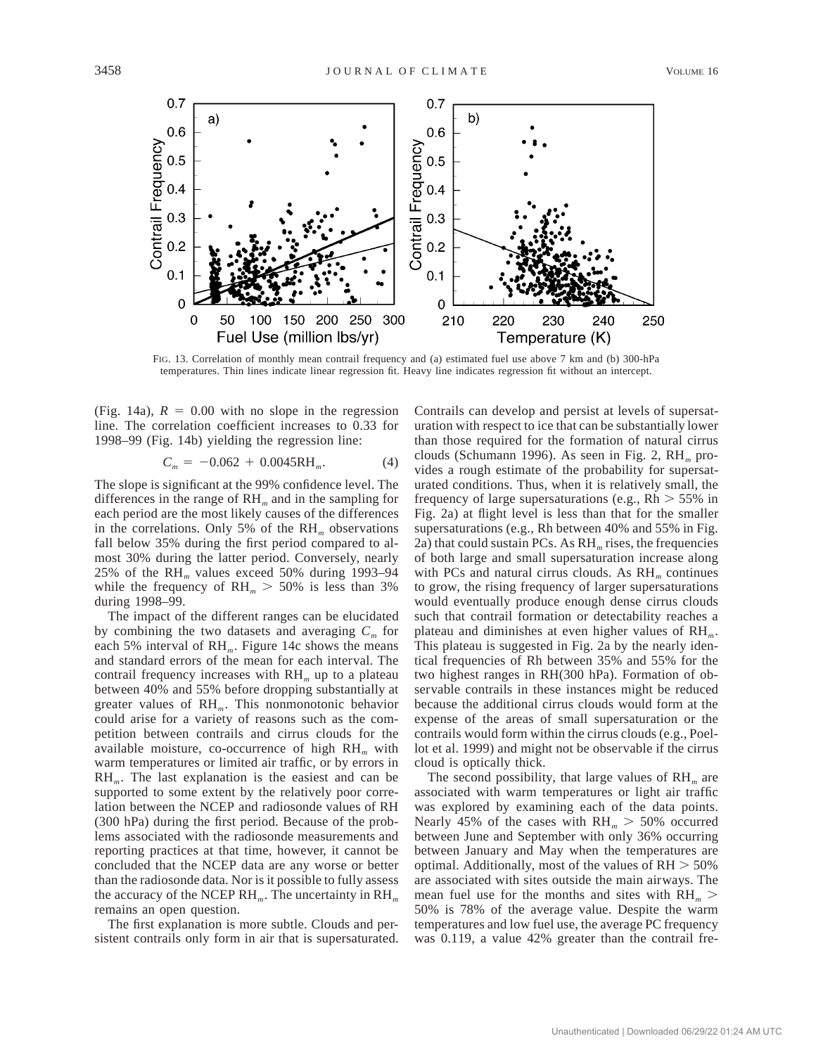FIG. 13. Correlation of monthly mean contrail frequency and (a) estimated fuel use above 7 km and (b) 300-hPa temperatures. Thin lines indicate linear regression fit. Heavy line indicates regression fit without an intercept.

(Fig. 14a), $R = 0.00$ with no slope in the regression line. The correlation coefficient increases to 0.33 for 1998–99 (Fig. 14b) yielding the regression line:

$$C_m = -0.062 + 0.0045\text{RH}_m. \quad (4)$$

The slope is significant at the 99% confidence level. The differences in the range of $\text{RH}_m$ and in the sampling for each period are the most likely causes of the differences in the correlations. Only 5% of the $\text{RH}_m$ observations fall below 35% during the first period compared to almost 30% during the latter period. Conversely, nearly 25% of the $\text{RH}_m$ values exceed 50% during 1993–94 while the frequency of $\text{RH}_m > 50\%$ is less than 3% during 1998–99.

The impact of the different ranges can be elucidated by combining the two datasets and averaging $C_m$ for each 5% interval of $\text{RH}_m$. Figure 14c shows the means and standard errors of the mean for each interval. The contrail frequency increases with $\text{RH}_m$ up to a plateau between 40% and 55% before dropping substantially at greater values of $\text{RH}_m$. This nonmonotonic behavior could arise for a variety of reasons such as the competition between contrails and cirrus clouds for the available moisture, co-occurrence of high $\text{RH}_m$ with warm temperatures or limited air traffic, or by errors in $\text{RH}_m$. The last explanation is the easiest and can be supported to some extent by the relatively poor correlation between the NCEP and radiosonde values of RH (300 hPa) during the first period. Because of the problems associated with the radiosonde measurements and reporting practices at that time, however, it cannot be concluded that the NCEP data are any worse or better than the radiosonde data. Nor is it possible to fully assess the accuracy of the NCEP $\text{RH}_m$. The uncertainty in $\text{RH}_m$ remains an open question.

The first explanation is more subtle. Clouds and persistent contrails only form in air that is supersaturated. Contrails can develop and persist at levels of supersaturation with respect to ice that can be substantially lower than those required for the formation of natural cirrus clouds (Schumann 1996). As seen in Fig. 2, $\text{RH}_m$ provides a rough estimate of the probability for supersaturated conditions. Thus, when it is relatively small, the frequency of large supersaturations (e.g., $\text{Rh} > 55\%$ in Fig. 2a) at flight level is less than that for the smaller supersaturations (e.g., Rh between 40% and 55% in Fig. 2a) that could sustain PCs. As $\text{RH}_m$ rises, the frequencies of both large and small supersaturation increase along with PCs and natural cirrus clouds. As $\text{RH}_m$ continues to grow, the rising frequency of larger supersaturations would eventually produce enough dense cirrus clouds such that contrail formation or detectability reaches a plateau and diminishes at even higher values of $\text{RH}_m$. This plateau is suggested in Fig. 2a by the nearly identical frequencies of Rh between 35% and 55% for the two highest ranges in RH(300 hPa). Formation of observable contrails in these instances might be reduced because the additional cirrus clouds would form at the expense of the areas of small supersaturation or the contrails would form within the cirrus clouds (e.g., Poellot et al. 1999) and might not be observable if the cirrus cloud is optically thick.

The second possibility, that large values of $\text{RH}_m$ are associated with warm temperatures or light air traffic was explored by examining each of the data points. Nearly 45% of the cases with $\text{RH}_m > 50\%$ occurred between June and September with only 36% occurring between January and May when the temperatures are optimal. Additionally, most of the values of $\text{RH} > 50\%$ are associated with sites outside the main airways. The mean fuel use for the months and sites with $\text{RH}_m > 50\%$ is 78% of the average value. Despite the warm temperatures and low fuel use, the average PC frequency was 0.119, a value 42% greater than the contrail fre-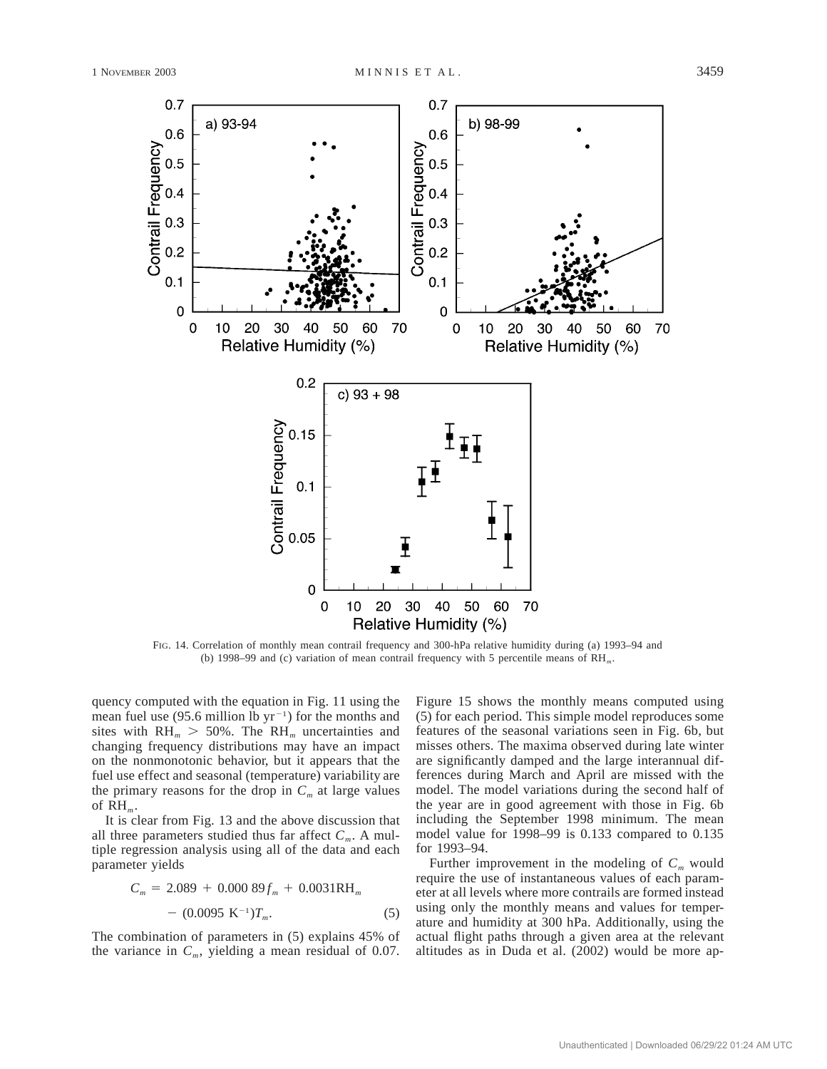FIG. 14. Correlation of monthly mean contrail frequency and 300-hPa relative humidity during (a) 1993–94 and (b) 1998–99 and (c) variation of mean contrail frequency with 5 percentile means of $RH_m$.

quency computed with the equation in Fig. 11 using the mean fuel use (95.6 million lb $yr^{-1}$) for the months and sites with $RH_m > 50\%$. The $RH_m$ uncertainties and changing frequency distributions may have an impact on the nonmonotonic behavior, but it appears that the fuel use effect and seasonal (temperature) variability are the primary reasons for the drop in $C_m$ at large values of $RH_m$.

It is clear from Fig. 13 and the above discussion that all three parameters studied thus far affect $C_m$. A multiple regression analysis using all of the data and each parameter yields

$$C_m = 2.089 + 0.000\,89 f_m + 0.0031 RH_m - (0.0095\ \mathrm{K}^{-1}) T_m. \quad (5)$$

The combination of parameters in (5) explains 45% of the variance in $C_m$, yielding a mean residual of 0.07. Figure 15 shows the monthly means computed using (5) for each period. This simple model reproduces some features of the seasonal variations seen in Fig. 6b, but misses others. The maxima observed during late winter are significantly damped and the large interannual differences during March and April are missed with the model. The model variations during the second half of the year are in good agreement with those in Fig. 6b including the September 1998 minimum. The mean model value for 1998–99 is 0.133 compared to 0.135 for 1993–94.

Further improvement in the modeling of $C_m$ would require the use of instantaneous values of each parameter at all levels where more contrails are formed instead using only the monthly means and values for temperature and humidity at 300 hPa. Additionally, using the actual flight paths through a given area at the relevant altitudes as in Duda et al. (2002) would be more ap-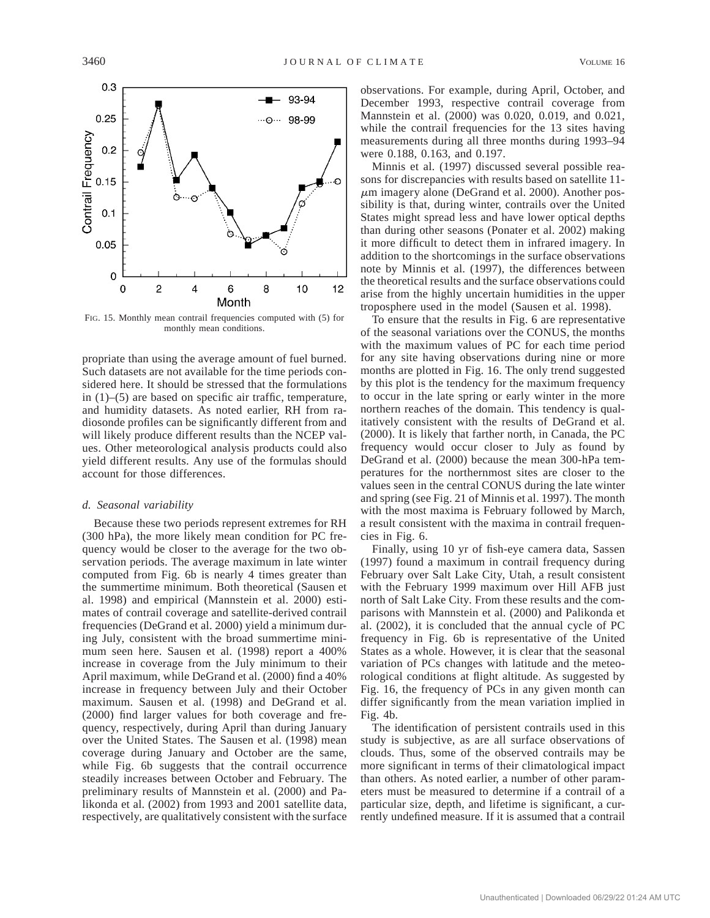FIG. 15. Monthly mean contrail frequencies computed with (5) for monthly mean conditions.

propriate than using the average amount of fuel burned. Such datasets are not available for the time periods considered here. It should be stressed that the formulations in (1)–(5) are based on specific air traffic, temperature, and humidity datasets. As noted earlier, RH from radiosonde profiles can be significantly different from and will likely produce different results than the NCEP values. Other meteorological analysis products could also yield different results. Any use of the formulas should account for those differences.

### *d. Seasonal variability*

Because these two periods represent extremes for RH (300 hPa), the more likely mean condition for PC frequency would be closer to the average for the two observation periods. The average maximum in late winter computed from Fig. 6b is nearly 4 times greater than the summertime minimum. Both theoretical (Sausen et al. 1998) and empirical (Mannstein et al. 2000) estimates of contrail coverage and satellite-derived contrail frequencies (DeGrand et al. 2000) yield a minimum during July, consistent with the broad summertime minimum seen here. Sausen et al. (1998) report a 400% increase in coverage from the July minimum to their April maximum, while DeGrand et al. (2000) find a 40% increase in frequency between July and their October maximum. Sausen et al. (1998) and DeGrand et al. (2000) find larger values for both coverage and frequency, respectively, during April than during January over the United States. The Sausen et al. (1998) mean coverage during January and October are the same, while Fig. 6b suggests that the contrail occurrence steadily increases between October and February. The preliminary results of Mannstein et al. (2000) and Palikonda et al. (2002) from 1993 and 2001 satellite data, respectively, are qualitatively consistent with the surface observations. For example, during April, October, and December 1993, respective contrail coverage from Mannstein et al. (2000) was 0.020, 0.019, and 0.021, while the contrail frequencies for the 13 sites having measurements during all three months during 1993–94 were 0.188, 0.163, and 0.197.

Minnis et al. (1997) discussed several possible reasons for discrepancies with results based on satellite 11-$\mu$m imagery alone (DeGrand et al. 2000). Another possibility is that, during winter, contrails over the United States might spread less and have lower optical depths than during other seasons (Ponater et al. 2002) making it more difficult to detect them in infrared imagery. In addition to the shortcomings in the surface observations note by Minnis et al. (1997), the differences between the theoretical results and the surface observations could arise from the highly uncertain humidities in the upper troposphere used in the model (Sausen et al. 1998).

To ensure that the results in Fig. 6 are representative of the seasonal variations over the CONUS, the months with the maximum values of PC for each time period for any site having observations during nine or more months are plotted in Fig. 16. The only trend suggested by this plot is the tendency for the maximum frequency to occur in the late spring or early winter in the more northern reaches of the domain. This tendency is qualitatively consistent with the results of DeGrand et al. (2000). It is likely that farther north, in Canada, the PC frequency would occur closer to July as found by DeGrand et al. (2000) because the mean 300-hPa temperatures for the northernmost sites are closer to the values seen in the central CONUS during the late winter and spring (see Fig. 21 of Minnis et al. 1997). The month with the most maxima is February followed by March, a result consistent with the maxima in contrail frequencies in Fig. 6.

Finally, using 10 yr of fish-eye camera data, Sassen (1997) found a maximum in contrail frequency during February over Salt Lake City, Utah, a result consistent with the February 1999 maximum over Hill AFB just north of Salt Lake City. From these results and the comparisons with Mannstein et al. (2000) and Palikonda et al. (2002), it is concluded that the annual cycle of PC frequency in Fig. 6b is representative of the United States as a whole. However, it is clear that the seasonal variation of PCs changes with latitude and the meteorological conditions at flight altitude. As suggested by Fig. 16, the frequency of PCs in any given month can differ significantly from the mean variation implied in Fig. 4b.

The identification of persistent contrails used in this study is subjective, as are all surface observations of clouds. Thus, some of the observed contrails may be more significant in terms of their climatological impact than others. As noted earlier, a number of other parameters must be measured to determine if a contrail of a particular size, depth, and lifetime is significant, a currently undefined measure. If it is assumed that a contrail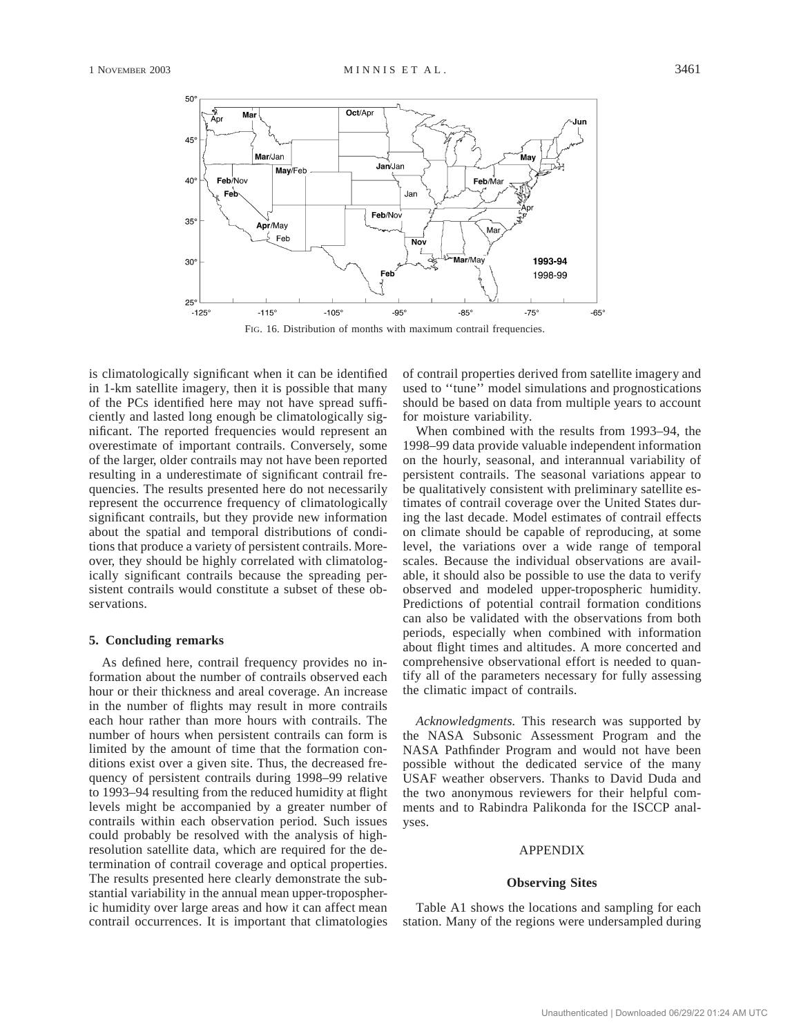50°
45°
40°
35°
30°
25°
-125° -115° -105° -95° -85° -75° -65°

Apr
**Mar**
**Oct**/Apr
**Jun**
**Mar**/Jan
**May**/Feb
**Jan**/Jan
**May**
**Feb**/Nov
**Feb**
Jan
**Feb**/Mar
Apr
**Feb**/Nov
**Apr**/May
Feb
Mar
**Nov**
**Mar**/May
**Feb**
**1993-94**
1998-99

FIG. 16. Distribution of months with maximum contrail frequencies.

is climatologically significant when it can be identified in 1-km satellite imagery, then it is possible that many of the PCs identified here may not have spread sufficiently and lasted long enough be climatologically significant. The reported frequencies would represent an overestimate of important contrails. Conversely, some of the larger, older contrails may not have been reported resulting in a underestimate of significant contrail frequencies. The results presented here do not necessarily represent the occurrence frequency of climatologically significant contrails, but they provide new information about the spatial and temporal distributions of conditions that produce a variety of persistent contrails. Moreover, they should be highly correlated with climatologically significant contrails because the spreading persistent contrails would constitute a subset of these observations.

## 5. Concluding remarks

As defined here, contrail frequency provides no information about the number of contrails observed each hour or their thickness and areal coverage. An increase in the number of flights may result in more contrails each hour rather than more hours with contrails. The number of hours when persistent contrails can form is limited by the amount of time that the formation conditions exist over a given site. Thus, the decreased frequency of persistent contrails during 1998–99 relative to 1993–94 resulting from the reduced humidity at flight levels might be accompanied by a greater number of contrails within each observation period. Such issues could probably be resolved with the analysis of high-resolution satellite data, which are required for the determination of contrail coverage and optical properties. The results presented here clearly demonstrate the substantial variability in the annual mean upper-tropospheric humidity over large areas and how it can affect mean contrail occurrences. It is important that climatologies of contrail properties derived from satellite imagery and used to ''tune'' model simulations and prognostications should be based on data from multiple years to account for moisture variability.

When combined with the results from 1993–94, the 1998–99 data provide valuable independent information on the hourly, seasonal, and interannual variability of persistent contrails. The seasonal variations appear to be qualitatively consistent with preliminary satellite estimates of contrail coverage over the United States during the last decade. Model estimates of contrail effects on climate should be capable of reproducing, at some level, the variations over a wide range of temporal scales. Because the individual observations are available, it should also be possible to use the data to verify observed and modeled upper-tropospheric humidity. Predictions of potential contrail formation conditions can also be validated with the observations from both periods, especially when combined with information about flight times and altitudes. A more concerted and comprehensive observational effort is needed to quantify all of the parameters necessary for fully assessing the climatic impact of contrails.

*Acknowledgments.* This research was supported by the NASA Subsonic Assessment Program and the NASA Pathfinder Program and would not have been possible without the dedicated service of the many USAF weather observers. Thanks to David Duda and the two anonymous reviewers for their helpful comments and to Rabindra Palikonda for the ISCCP analyses.

## APPENDIX

### Observing Sites

Table A1 shows the locations and sampling for each station. Many of the regions were undersampled during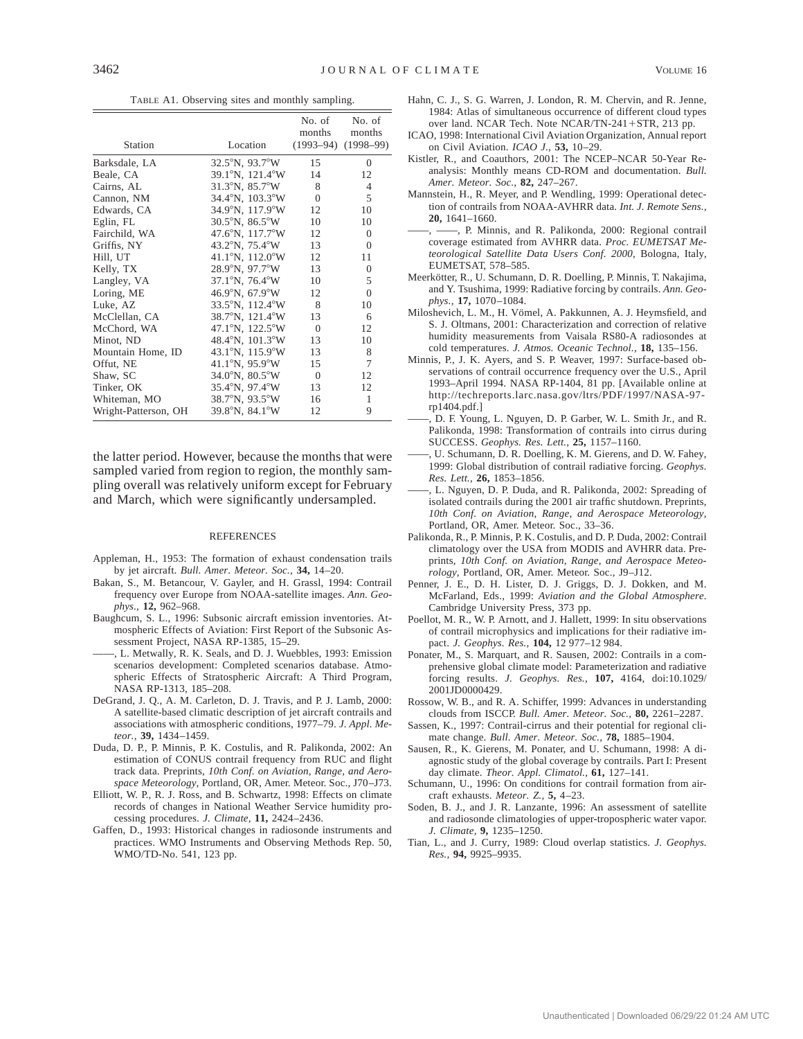TABLE A1. Observing sites and monthly sampling.

| Station | Location | No. of months (1993–94) | No. of months (1998–99) |
|---|---|---|---|
| Barksdale, LA | 32.5°N, 93.7°W | 15 | 0 |
| Beale, CA | 39.1°N, 121.4°W | 14 | 12 |
| Cairns, AL | 31.3°N, 85.7°W | 8 | 4 |
| Cannon, NM | 34.4°N, 103.3°W | 0 | 5 |
| Edwards, CA | 34.9°N, 117.9°W | 12 | 10 |
| Eglin, FL | 30.5°N, 86.5°W | 10 | 10 |
| Fairchild, WA | 47.6°N, 117.7°W | 12 | 0 |
| Griffis, NY | 43.2°N, 75.4°W | 13 | 0 |
| Hill, UT | 41.1°N, 112.0°W | 12 | 11 |
| Kelly, TX | 28.9°N, 97.7°W | 13 | 0 |
| Langley, VA | 37.1°N, 76.4°W | 10 | 5 |
| Loring, ME | 46.9°N, 67.9°W | 12 | 0 |
| Luke, AZ | 33.5°N, 112.4°W | 8 | 10 |
| McClellan, CA | 38.7°N, 121.4°W | 13 | 6 |
| McChord, WA | 47.1°N, 122.5°W | 0 | 12 |
| Minot, ND | 48.4°N, 101.3°W | 13 | 10 |
| Mountain Home, ID | 43.1°N, 115.9°W | 13 | 8 |
| Offut, NE | 41.1°N, 95.9°W | 15 | 7 |
| Shaw, SC | 34.0°N, 80.5°W | 0 | 12 |
| Tinker, OK | 35.4°N, 97.4°W | 13 | 12 |
| Whiteman, MO | 38.7°N, 93.5°W | 16 | 1 |
| Wright-Patterson, OH | 39.8°N, 84.1°W | 12 | 9 |

the latter period. However, because the months that were sampled varied from region to region, the monthly sampling overall was relatively uniform except for February and March, which were significantly undersampled.

## REFERENCES

Appleman, H., 1953: The formation of exhaust condensation trails by jet aircraft. *Bull. Amer. Meteor. Soc.,* **34,** 14–20.

Bakan, S., M. Betancour, V. Gayler, and H. Grassl, 1994: Contrail frequency over Europe from NOAA-satellite images. *Ann. Geophys.,* **12,** 962–968.

Baughcum, S. L., 1996: Subsonic aircraft emission inventories. Atmospheric Effects of Aviation: First Report of the Subsonic Assessment Project, NASA RP-1385, 15–29.

——, L. Metwally, R. K. Seals, and D. J. Wuebbles, 1993: Emission scenarios development: Completed scenarios database. Atmospheric Effects of Stratospheric Aircraft: A Third Program, NASA RP-1313, 185–208.

DeGrand, J. Q., A. M. Carleton, D. J. Travis, and P. J. Lamb, 2000: A satellite-based climatic description of jet aircraft contrails and associations with atmospheric conditions, 1977–79. *J. Appl. Meteor.,* **39,** 1434–1459.

Duda, D. P., P. Minnis, P. K. Costulis, and R. Palikonda, 2002: An estimation of CONUS contrail frequency from RUC and flight track data. Preprints, *10th Conf. on Aviation, Range, and Aerospace Meteorology,* Portland, OR, Amer. Meteor. Soc., J70–J73.

Elliott, W. P., R. J. Ross, and B. Schwartz, 1998: Effects on climate records of changes in National Weather Service humidity processing procedures. *J. Climate,* **11,** 2424–2436.

Gaffen, D., 1993: Historical changes in radiosonde instruments and practices. WMO Instruments and Observing Methods Rep. 50, WMO/TD-No. 541, 123 pp.

Hahn, C. J., S. G. Warren, J. London, R. M. Chervin, and R. Jenne, 1984: Atlas of simultaneous occurrence of different cloud types over land. NCAR Tech. Note NCAR/TN-241+STR, 213 pp.

ICAO, 1998: International Civil Aviation Organization, Annual report on Civil Aviation. *ICAO J.,* **53,** 10–29.

Kistler, R., and Coauthors, 2001: The NCEP–NCAR 50-Year Reanalysis: Monthly means CD-ROM and documentation. *Bull. Amer. Meteor. Soc.,* **82,** 247–267.

Mannstein, H., R. Meyer, and P. Wendling, 1999: Operational detection of contrails from NOAA-AVHRR data. *Int. J. Remote Sens.,* **20,** 1641–1660.

——, ——, P. Minnis, and R. Palikonda, 2000: Regional contrail coverage estimated from AVHRR data. *Proc. EUMETSAT Meteorological Satellite Data Users Conf. 2000,* Bologna, Italy, EUMETSAT, 578–585.

Meerkötter, R., U. Schumann, D. R. Doelling, P. Minnis, T. Nakajima, and Y. Tsushima, 1999: Radiative forcing by contrails. *Ann. Geophys.,* **17,** 1070–1084.

Miloshevich, L. M., H. Vömel, A. Pakkunnen, A. J. Heymsfield, and S. J. Oltmans, 2001: Characterization and correction of relative humidity measurements from Vaisala RS80-A radiosondes at cold temperatures. *J. Atmos. Oceanic Technol.,* **18,** 135–156.

Minnis, P., J. K. Ayers, and S. P. Weaver, 1997: Surface-based observations of contrail occurrence frequency over the U.S., April 1993–April 1994. NASA RP-1404, 81 pp. [Available online at http://techreports.larc.nasa.gov/ltrs/PDF/1997/NASA-97-rp1404.pdf.]

——, D. F. Young, L. Nguyen, D. P. Garber, W. L. Smith Jr., and R. Palikonda, 1998: Transformation of contrails into cirrus during SUCCESS. *Geophys. Res. Lett.,* **25,** 1157–1160.

——, U. Schumann, D. R. Doelling, K. M. Gierens, and D. W. Fahey, 1999: Global distribution of contrail radiative forcing. *Geophys. Res. Lett.,* **26,** 1853–1856.

——, L. Nguyen, D. P. Duda, and R. Palikonda, 2002: Spreading of isolated contrails during the 2001 air traffic shutdown. Preprints, *10th Conf. on Aviation, Range, and Aerospace Meteorology,* Portland, OR, Amer. Meteor. Soc., 33–36.

Palikonda, R., P. Minnis, P. K. Costulis, and D. P. Duda, 2002: Contrail climatology over the USA from MODIS and AVHRR data. Preprints, *10th Conf. on Aviation, Range, and Aerospace Meteorology,* Portland, OR, Amer. Meteor. Soc., J9–J12.

Penner, J. E., D. H. Lister, D. J. Griggs, D. J. Dokken, and M. McFarland, Eds., 1999: *Aviation and the Global Atmosphere.* Cambridge University Press, 373 pp.

Poellot, M. R., W. P. Arnott, and J. Hallett, 1999: In situ observations of contrail microphysics and implications for their radiative impact. *J. Geophys. Res.,* **104,** 12 977–12 984.

Ponater, M., S. Marquart, and R. Sausen, 2002: Contrails in a comprehensive global climate model: Parameterization and radiative forcing results. *J. Geophys. Res.,* **107,** 4164, doi:10.1029/2001JD0000429.

Rossow, W. B., and R. A. Schiffer, 1999: Advances in understanding clouds from ISCCP. *Bull. Amer. Meteor. Soc.,* **80,** 2261–2287.

Sassen, K., 1997: Contrail-cirrus and their potential for regional climate change. *Bull. Amer. Meteor. Soc.,* **78,** 1885–1904.

Sausen, R., K. Gierens, M. Ponater, and U. Schumann, 1998: A diagnostic study of the global coverage by contrails. Part I: Present day climate. *Theor. Appl. Climatol.,* **61,** 127–141.

Schumann, U., 1996: On conditions for contrail formation from aircraft exhausts. *Meteor. Z.,* **5,** 4–23.

Soden, B. J., and J. R. Lanzante, 1996: An assessment of satellite and radiosonde climatologies of upper-tropospheric water vapor. *J. Climate,* **9,** 1235–1250.

Tian, L., and J. Curry, 1989: Cloud overlap statistics. *J. Geophys. Res.,* **94,** 9925–9935.